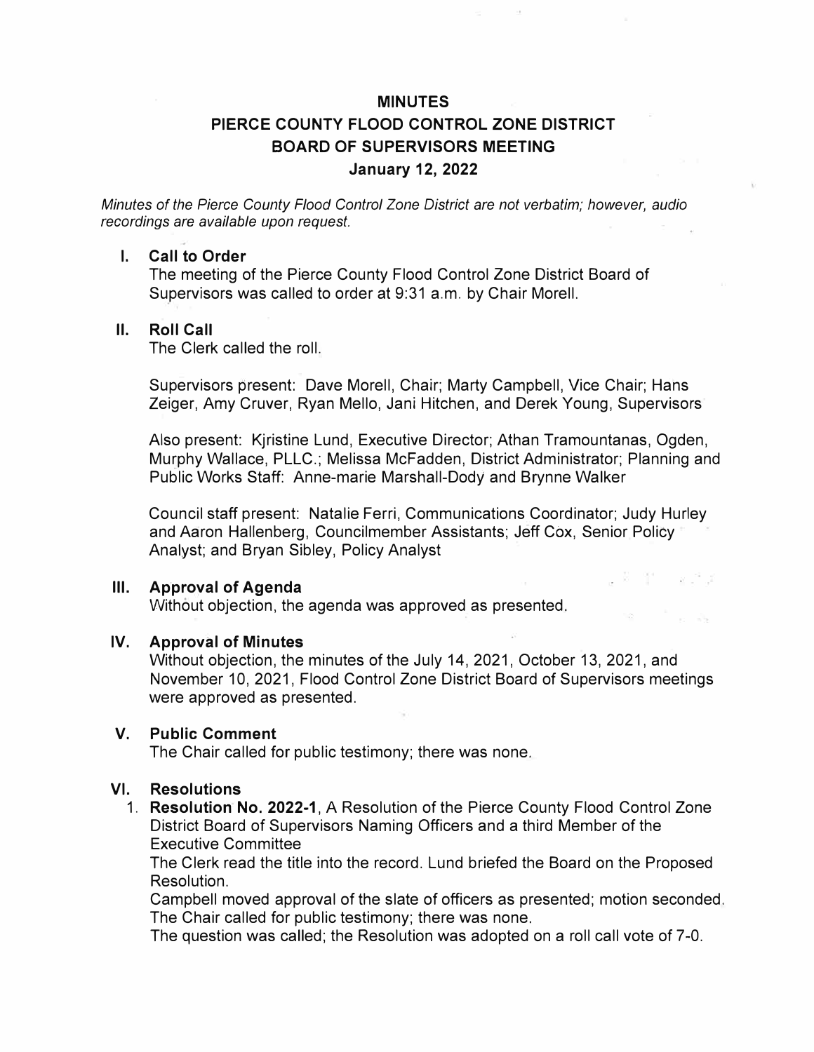# MINUTES
# PIERCE COUNTY FLOOD CONTROL ZONE DISTRICT
# BOARD OF SUPERVISORS MEETING
## January 12, 2022

*Minutes of the Pierce County Flood Control Zone District are not verbatim; however, audio recordings are available upon request.*

## I. Call to Order

The meeting of the Pierce County Flood Control Zone District Board of Supervisors was called to order at 9:31 a.m. by Chair Morell.

## II. Roll Call

The Clerk called the roll.

Supervisors present: Dave Morell, Chair; Marty Campbell, Vice Chair; Hans Zeiger, Amy Cruver, Ryan Mello, Jani Hitchen, and Derek Young, Supervisors

Also present: Kjristine Lund, Executive Director; Athan Tramountanas, Ogden, Murphy Wallace, PLLC.; Melissa McFadden, District Administrator; Planning and Public Works Staff: Anne-marie Marshall-Dody and Brynne Walker

Council staff present: Natalie Ferri, Communications Coordinator; Judy Hurley and Aaron Hallenberg, Councilmember Assistants; Jeff Cox, Senior Policy Analyst; and Bryan Sibley, Policy Analyst

## III. Approval of Agenda

Without objection, the agenda was approved as presented.

## IV. Approval of Minutes

Without objection, the minutes of the July 14, 2021, October 13, 2021, and November 10, 2021, Flood Control Zone District Board of Supervisors meetings were approved as presented.

## V. Public Comment

The Chair called for public testimony; there was none.

## VI. Resolutions

1. **Resolution No. 2022-1**, A Resolution of the Pierce County Flood Control Zone District Board of Supervisors Naming Officers and a third Member of the Executive Committee

   The Clerk read the title into the record. Lund briefed the Board on the Proposed Resolution.

   Campbell moved approval of the slate of officers as presented; motion seconded.

   The Chair called for public testimony; there was none.

   The question was called; the Resolution was adopted on a roll call vote of 7-0.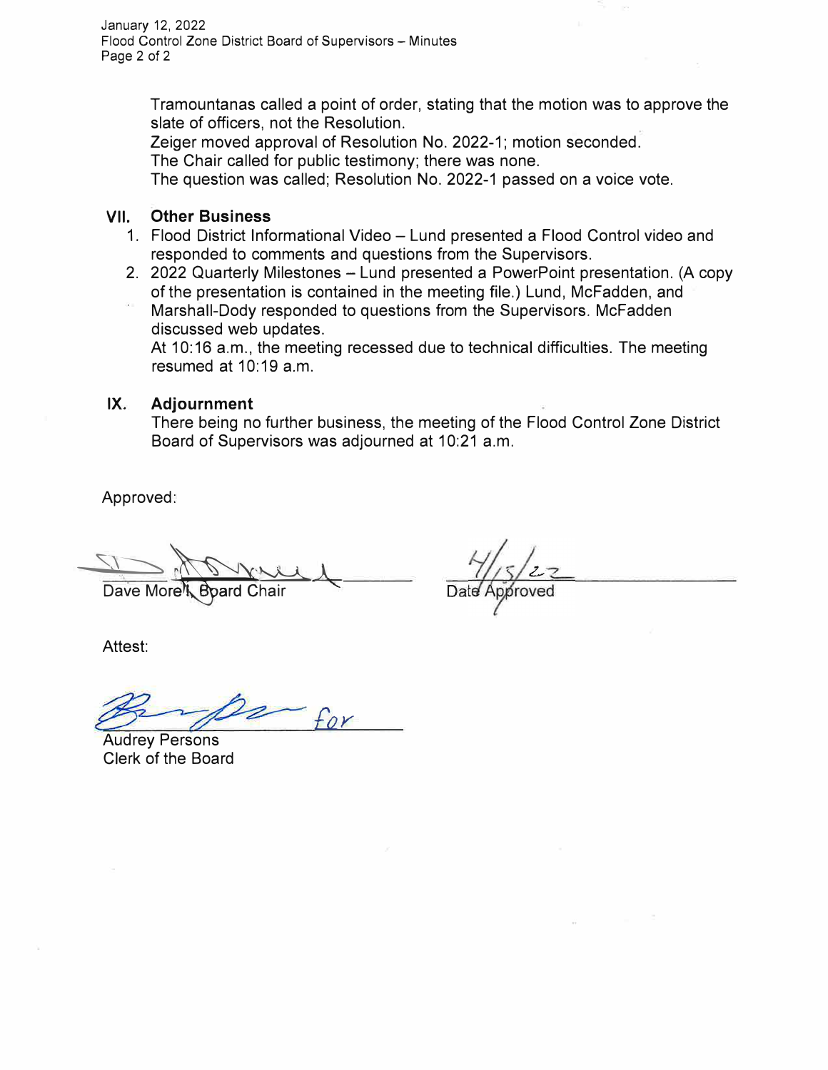Tramountanas called a point of order, stating that the motion was to approve the slate of officers, not the Resolution.
Zeiger moved approval of Resolution No. 2022-1; motion seconded.
The Chair called for public testimony; there was none.
The question was called; Resolution No. 2022-1 passed on a voice vote.

## VII. Other Business

1. Flood District Informational Video – Lund presented a Flood Control video and responded to comments and questions from the Supervisors.
2. 2022 Quarterly Milestones – Lund presented a PowerPoint presentation. (A copy of the presentation is contained in the meeting file.) Lund, McFadden, and Marshall-Dody responded to questions from the Supervisors. McFadden discussed web updates.
   At 10:16 a.m., the meeting recessed due to technical difficulties. The meeting resumed at 10:19 a.m.

## IX. Adjournment

There being no further business, the meeting of the Flood Control Zone District Board of Supervisors was adjourned at 10:21 a.m.

Approved:

Dave Morell, Board Chair

4/5/22
Date Approved

Attest:

for
Audrey Persons
Clerk of the Board